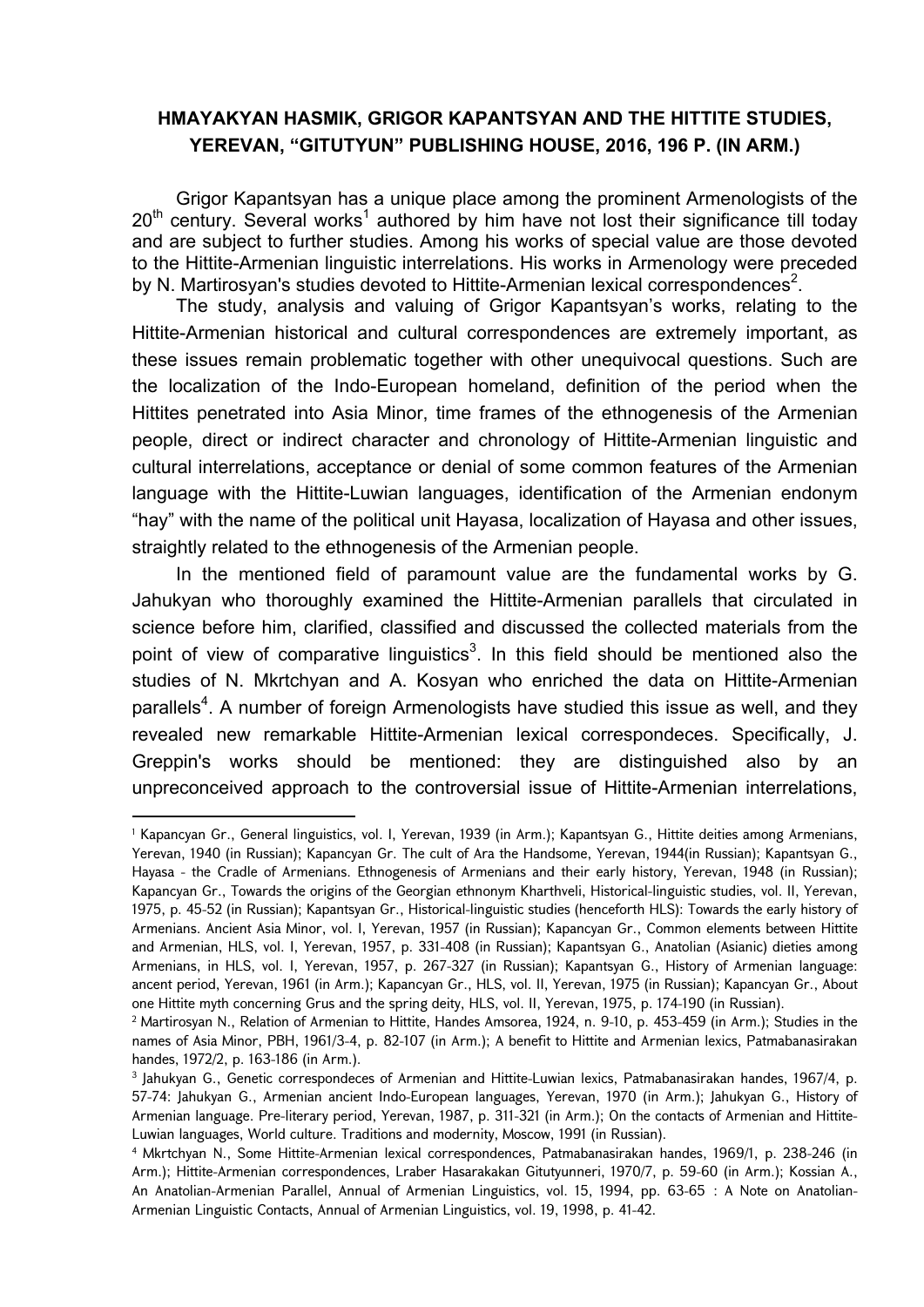## HMAYAKYAN HASMIK, GRIGOR KAPANTSYAN AND THE HITTITE STUDIES, YEREVAN, "GITUTYUN" PUBLISHING HOUSE, 2016, 196 P. (IN ARM.)

Grigor Kapantsyan has a unique place among the prominent Armenologists of the 20th century. Several works[1] authored by him have not lost their significance till today and are subject to further studies. Among his works of special value are those devoted to the Hittite-Armenian linguistic interrelations. His works in Armenology were preceded by N. Martirosyan's studies devoted to Hittite-Armenian lexical correspondences[2].

The study, analysis and valuing of Grigor Kapantsyan's works, relating to the Hittite-Armenian historical and cultural correspondences are extremely important, as these issues remain problematic together with other unequivocal questions. Such are the localization of the Indo-European homeland, definition of the period when the Hittites penetrated into Asia Minor, time frames of the ethnogenesis of the Armenian people, direct or indirect character and chronology of Hittite-Armenian linguistic and cultural interrelations, acceptance or denial of some common features of the Armenian language with the Hittite-Luwian languages, identification of the Armenian endonym "hay" with the name of the political unit Hayasa, localization of Hayasa and other issues, straightly related to the ethnogenesis of the Armenian people.

In the mentioned field of paramount value are the fundamental works by G. Jahukyan who thoroughly examined the Hittite-Armenian parallels that circulated in science before him, clarified, classified and discussed the collected materials from the point of view of comparative linguistics[3]. In this field should be mentioned also the studies of N. Mkrtchyan and A. Kosyan who enriched the data on Hittite-Armenian parallels[4]. A number of foreign Armenologists have studied this issue as well, and they revealed new remarkable Hittite-Armenian lexical correspondeces. Specifically, J. Greppin's works should be mentioned: they are distinguished also by an unpreconceived approach to the controversial issue of Hittite-Armenian interrelations,

---

[1] Kapancyan Gr., General linguistics, vol. I, Yerevan, 1939 (in Arm.); Kapantsyan G., Hittite deities among Armenians, Yerevan, 1940 (in Russian); Kapancyan Gr. The cult of Ara the Handsome, Yerevan, 1944(in Russian); Kapantsyan G., Hayasa - the Cradle of Armenians. Ethnogenesis of Armenians and their early history, Yerevan, 1948 (in Russian); Kapancyan Gr., Towards the origins of the Georgian ethnonym Kharthveli, Historical-linguistic studies, vol. II, Yerevan, 1975, p. 45-52 (in Russian); Kapantsyan Gr., Historical-linguistic studies (henceforth HLS): Towards the early history of Armenians. Ancient Asia Minor, vol. I, Yerevan, 1957 (in Russian); Kapancyan Gr., Common elements between Hittite and Armenian, HLS, vol. I, Yerevan, 1957, p. 331-408 (in Russian); Kapantsyan G., Anatolian (Asianic) dieties among Armenians, in HLS, vol. I, Yerevan, 1957, p. 267-327 (in Russian); Kapantsyan G., History of Armenian language: ancent period, Yerevan, 1961 (in Arm.); Kapancyan Gr., HLS, vol. II, Yerevan, 1975 (in Russian); Kapancyan Gr., About one Hittite myth concerning Grus and the spring deity, HLS, vol. II, Yerevan, 1975, p. 174-190 (in Russian).

[2] Martirosyan N., Relation of Armenian to Hittite, Handes Amsorea, 1924, n. 9-10, p. 453-459 (in Arm.); Studies in the names of Asia Minor, PBH, 1961/3-4, p. 82-107 (in Arm.); A benefit to Hittite and Armenian lexics, Patmabanasirakan handes, 1972/2, p. 163-186 (in Arm.).

[3] Jahukyan G., Genetic correspondeces of Armenian and Hittite-Luwian lexics, Patmabanasirakan handes, 1967/4, p. 57-74: Jahukyan G., Armenian ancient Indo-European languages, Yerevan, 1970 (in Arm.); Jahukyan G., History of Armenian language. Pre-literary period, Yerevan, 1987, p. 311-321 (in Arm.); On the contacts of Armenian and Hittite-Luwian languages, World culture. Traditions and modernity, Moscow, 1991 (in Russian).

[4] Mkrtchyan N., Some Hittite-Armenian lexical correspondences, Patmabanasirakan handes, 1969/1, p. 238-246 (in Arm.); Hittite-Armenian correspondences, Lraber Hasarakakan Gitutyunneri, 1970/7, p. 59-60 (in Arm.); Kossian A., An Anatolian-Armenian Parallel, Annual of Armenian Linguistics, vol. 15, 1994, pp. 63-65 : A Note on Anatolian-Armenian Linguistic Contacts, Annual of Armenian Linguistics, vol. 19, 1998, p. 41-42.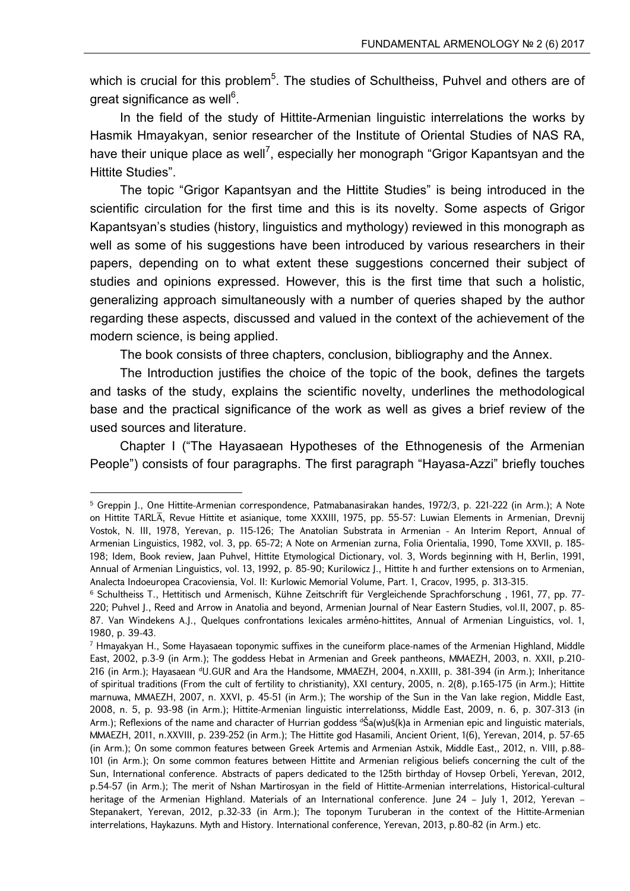which is crucial for this problem[5]. The studies of Schultheiss, Puhvel and others are of great significance as well[6].

In the field of the study of Hittite-Armenian linguistic interrelations the works by Hasmik Hmayakyan, senior researcher of the Institute of Oriental Studies of NAS RA, have their unique place as well[7], especially her monograph "Grigor Kapantsyan and the Hittite Studies".

The topic "Grigor Kapantsyan and the Hittite Studies" is being introduced in the scientific circulation for the first time and this is its novelty. Some aspects of Grigor Kapantsyan's studies (history, linguistics and mythology) reviewed in this monograph as well as some of his suggestions have been introduced by various researchers in their papers, depending on to what extent these suggestions concerned their subject of studies and opinions expressed. However, this is the first time that such a holistic, generalizing approach simultaneously with a number of queries shaped by the author regarding these aspects, discussed and valued in the context of the achievement of the modern science, is being applied.

The book consists of three chapters, conclusion, bibliography and the Annex.

The Introduction justifies the choice of the topic of the book, defines the targets and tasks of the study, explains the scientific novelty, underlines the methodological base and the practical significance of the work as well as gives a brief review of the used sources and literature.

Chapter I ("The Hayasaean Hypotheses of the Ethnogenesis of the Armenian People") consists of four paragraphs. The first paragraph "Hayasa-Azzi" briefly touches

---

[5] Greppin J., One Hittite-Armenian correspondence, Patmabanasirakan handes, 1972/3, p. 221-222 (in Arm.); A Note on Hittite TARLĀ, Revue Hittite et asianique, tome XXXIII, 1975, pp. 55-57: Luwian Elements in Armenian, Drevnij Vostok, N. III, 1978, Yerevan, p. 115-126; The Anatolian Substrata in Armenian - An Interim Report, Annual of Armenian Linguistics, 1982, vol. 3, pp. 65-72; A Note on Armenian zurna, Folia Orientalia, 1990, Tome XXVII, p. 185-198; Idem, Book review, Jaan Puhvel, Hittite Etymological Dictionary, vol. 3, Words beginning with H, Berlin, 1991, Annual of Armenian Linguistics, vol. 13, 1992, p. 85-90; Kurilowicz J., Hittite h and further extensions on to Armenian, Analecta Indoeuropea Cracoviensia, Vol. II: Kurlowic Memorial Volume, Part. 1, Cracov, 1995, p. 313-315.

[6] Schultheiss T., Hettitisch und Armenisch, Kühne Zeitschrift für Vergleichende Sprachforschung , 1961, 77, pp. 77-220; Puhvel J., Reed and Arrow in Anatolia and beyond, Armenian Journal of Near Eastern Studies, vol.II, 2007, p. 85-87. Van Windekens A.J., Quelques confrontations lexicales arméno-hittites, Annual of Armenian Linguistics, vol. 1, 1980, p. 39-43.

[7] Hmayakyan H., Some Hayasaean toponymic suffixes in the cuneiform place-names of the Armenian Highland, Middle East, 2002, p.3-9 (in Arm.); The goddess Hebat in Armenian and Greek pantheons, MMAEZH, 2003, n. XXII, p.210-216 (in Arm.); Hayasaean $^{d}$U.GUR and Ara the Handsome, MMAEZH, 2004, n.XXIII, p. 381-394 (in Arm.); Inheritance of spiritual traditions (From the cult of fertility to christianity), XXI century, 2005, n. 2(8), p.165-175 (in Arm.); Hittite marnuwa, MMAEZH, 2007, n. XXVI, p. 45-51 (in Arm.); The worship of the Sun in the Van lake region, Middle East, 2008, n. 5, p. 93-98 (in Arm.); Hittite-Armenian linguistic interrelationss, Middle East, 2009, n. 6, p. 307-313 (in Arm.); Reflexions of the name and character of Hurrian goddess $^{d}$Ša(w)uš(k)a in Armenian epic and linguistic materials, MMAEZH, 2011, n.XXVIII, p. 239-252 (in Arm.); The Hittite god Hasamili, Ancient Orient, 1(6), Yerevan, 2014, p. 57-65 (in Arm.); On some common features between Greek Artemis and Armenian Astxik, Middle East,, 2012, n. VIII, p.88-101 (in Arm.); On some common features between Hittite and Armenian religious beliefs concerning the cult of the Sun, International conference. Abstracts of papers dedicated to the 125th birthday of Hovsep Orbeli, Yerevan, 2012, p.54-57 (in Arm.); The merit of Nshan Martirosyan in the field of Hittite-Armenian interrelations, Historical-cultural heritage of the Armenian Highland. Materials of an International conference. June 24 – July 1, 2012, Yerevan – Stepanakert, Yerevan, 2012, p.32-33 (in Arm.); The toponym Turuberan in the context of the Hittite-Armenian interrelations, Haykazuns. Myth and History. International conference, Yerevan, 2013, p.80-82 (in Arm.) etc.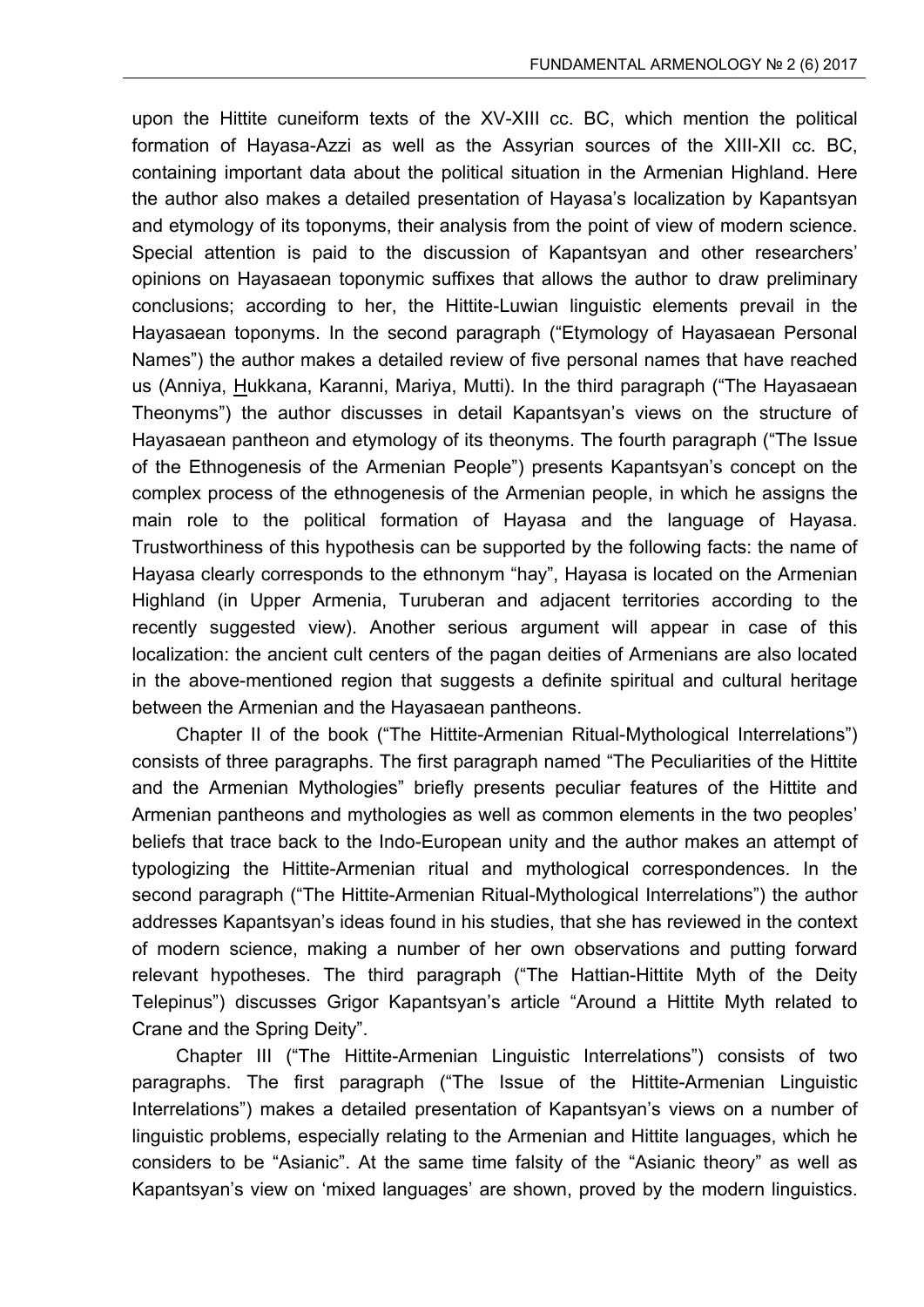upon the Hittite cuneiform texts of the XV-XIII cc. BC, which mention the political formation of Hayasa-Azzi as well as the Assyrian sources of the XIII-XII cc. BC, containing important data about the political situation in the Armenian Highland. Here the author also makes a detailed presentation of Hayasa's localization by Kapantsyan and etymology of its toponyms, their analysis from the point of view of modern science. Special attention is paid to the discussion of Kapantsyan and other researchers' opinions on Hayasaean toponymic suffixes that allows the author to draw preliminary conclusions; according to her, the Hittite-Luwian linguistic elements prevail in the Hayasaean toponyms. In the second paragraph ("Etymology of Hayasaean Personal Names") the author makes a detailed review of five personal names that have reached us (Anniya, Ḫukkana, Karanni, Mariya, Mutti). In the third paragraph ("The Hayasaean Theonyms") the author discusses in detail Kapantsyan's views on the structure of Hayasaean pantheon and etymology of its theonyms. The fourth paragraph ("The Issue of the Ethnogenesis of the Armenian People") presents Kapantsyan's concept on the complex process of the ethnogenesis of the Armenian people, in which he assigns the main role to the political formation of Hayasa and the language of Hayasa. Trustworthiness of this hypothesis can be supported by the following facts: the name of Hayasa clearly corresponds to the ethnonym "hay", Hayasa is located on the Armenian Highland (in Upper Armenia, Turuberan and adjacent territories according to the recently suggested view). Another serious argument will appear in case of this localization: the ancient cult centers of the pagan deities of Armenians are also located in the above-mentioned region that suggests a definite spiritual and cultural heritage between the Armenian and the Hayasaean pantheons.

Chapter II of the book ("The Hittite-Armenian Ritual-Mythological Interrelations") consists of three paragraphs. The first paragraph named "The Peculiarities of the Hittite and the Armenian Mythologies" briefly presents peculiar features of the Hittite and Armenian pantheons and mythologies as well as common elements in the two peoples' beliefs that trace back to the Indo-European unity and the author makes an attempt of typologizing the Hittite-Armenian ritual and mythological correspondences. In the second paragraph ("The Hittite-Armenian Ritual-Mythological Interrelations") the author addresses Kapantsyan's ideas found in his studies, that she has reviewed in the context of modern science, making a number of her own observations and putting forward relevant hypotheses. The third paragraph ("The Hattian-Hittite Myth of the Deity Telepinus") discusses Grigor Kapantsyan's article "Around a Hittite Myth related to Crane and the Spring Deity".

Chapter III ("The Hittite-Armenian Linguistic Interrelations") consists of two paragraphs. The first paragraph ("The Issue of the Hittite-Armenian Linguistic Interrelations") makes a detailed presentation of Kapantsyan's views on a number of linguistic problems, especially relating to the Armenian and Hittite languages, which he considers to be "Asianic". At the same time falsity of the "Asianic theory" as well as Kapantsyan's view on 'mixed languages' are shown, proved by the modern linguistics.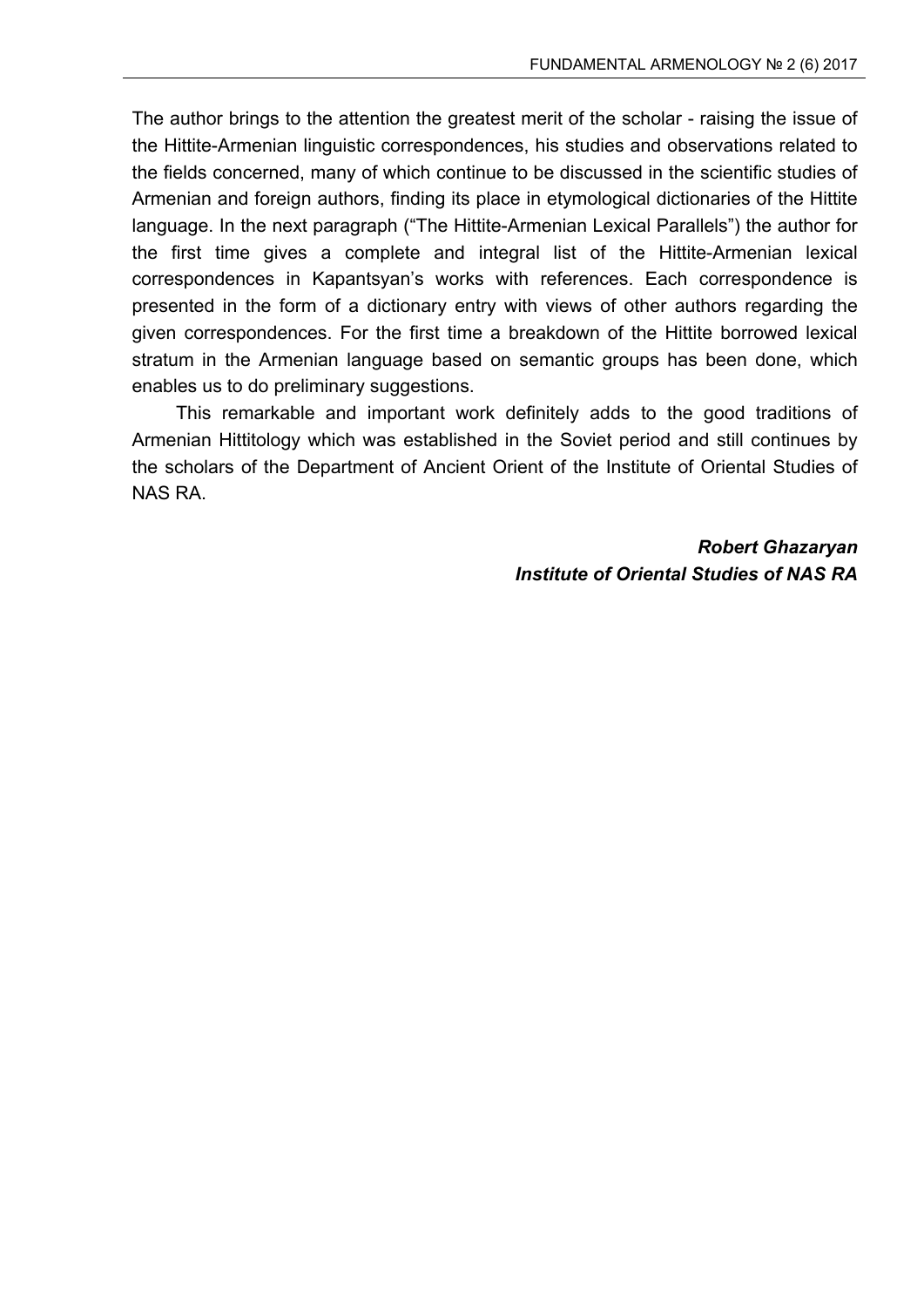The author brings to the attention the greatest merit of the scholar - raising the issue of the Hittite-Armenian linguistic correspondences, his studies and observations related to the fields concerned, many of which continue to be discussed in the scientific studies of Armenian and foreign authors, finding its place in etymological dictionaries of the Hittite language. In the next paragraph ("The Hittite-Armenian Lexical Parallels") the author for the first time gives a complete and integral list of the Hittite-Armenian lexical correspondences in Kapantsyan's works with references. Each correspondence is presented in the form of a dictionary entry with views of other authors regarding the given correspondences. For the first time a breakdown of the Hittite borrowed lexical stratum in the Armenian language based on semantic groups has been done, which enables us to do preliminary suggestions.

This remarkable and important work definitely adds to the good traditions of Armenian Hittitology which was established in the Soviet period and still continues by the scholars of the Department of Ancient Orient of the Institute of Oriental Studies of NAS RA.

***Robert Ghazaryan***
***Institute of Oriental Studies of NAS RA***